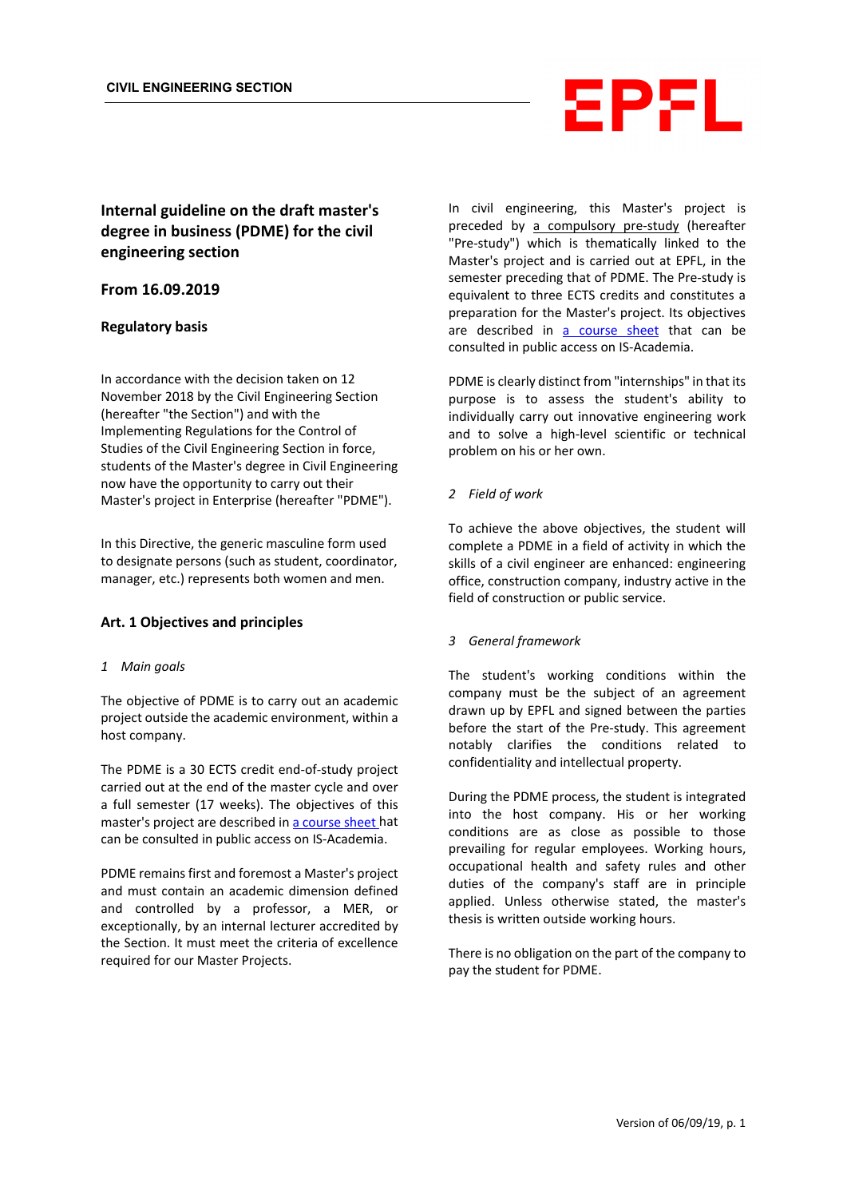CIVIL ENGINEERING SECTION

# Internal guideline on the draft master's degree in business (PDME) for the civil engineering section

## From 16.09.2019

### Regulatory basis

In accordance with the decision taken on 12 November 2018 by the Civil Engineering Section (hereafter "the Section") and with the Implementing Regulations for the Control of Studies of the Civil Engineering Section in force, students of the Master's degree in Civil Engineering now have the opportunity to carry out their Master's project in Enterprise (hereafter "PDME").

In this Directive, the generic masculine form used to designate persons (such as student, coordinator, manager, etc.) represents both women and men.

### Art. 1 Objectives and principles

*1 Main goals*

The objective of PDME is to carry out an academic project outside the academic environment, within a host company.

The PDME is a 30 ECTS credit end-of-study project carried out at the end of the master cycle and over a full semester (17 weeks). The objectives of this master's project are described in a course sheet hat can be consulted in public access on IS-Academia.

PDME remains first and foremost a Master's project and must contain an academic dimension defined and controlled by a professor, a MER, or exceptionally, by an internal lecturer accredited by the Section. It must meet the criteria of excellence required for our Master Projects.

In civil engineering, this Master's project is preceded by a compulsory pre-study (hereafter "Pre-study") which is thematically linked to the Master's project and is carried out at EPFL, in the semester preceding that of PDME. The Pre-study is equivalent to three ECTS credits and constitutes a preparation for the Master's project. Its objectives are described in a course sheet that can be consulted in public access on IS-Academia.

PDME is clearly distinct from "internships" in that its purpose is to assess the student's ability to individually carry out innovative engineering work and to solve a high-level scientific or technical problem on his or her own.

*2 Field of work*

To achieve the above objectives, the student will complete a PDME in a field of activity in which the skills of a civil engineer are enhanced: engineering office, construction company, industry active in the field of construction or public service.

*3 General framework*

The student's working conditions within the company must be the subject of an agreement drawn up by EPFL and signed between the parties before the start of the Pre-study. This agreement notably clarifies the conditions related to confidentiality and intellectual property.

During the PDME process, the student is integrated into the host company. His or her working conditions are as close as possible to those prevailing for regular employees. Working hours, occupational health and safety rules and other duties of the company's staff are in principle applied. Unless otherwise stated, the master's thesis is written outside working hours.

There is no obligation on the part of the company to pay the student for PDME.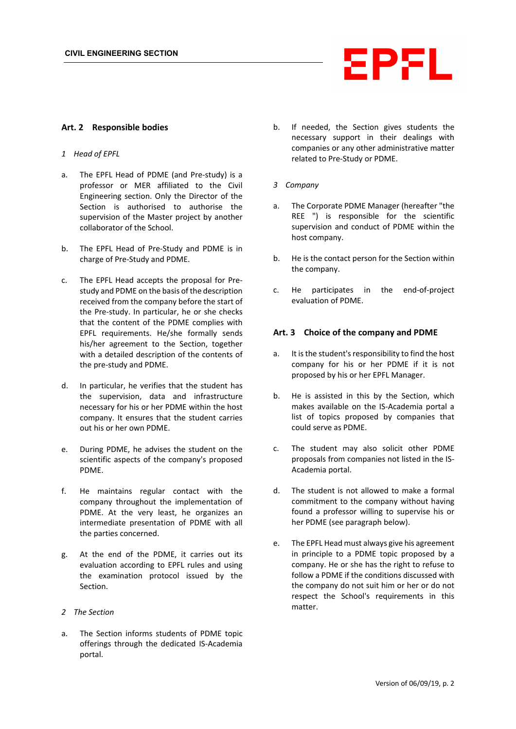## Art. 2 Responsible bodies

*1 Head of EPFL*

a. The EPFL Head of PDME (and Pre-study) is a professor or MER affiliated to the Civil Engineering section. Only the Director of the Section is authorised to authorise the supervision of the Master project by another collaborator of the School.

b. The EPFL Head of Pre-Study and PDME is in charge of Pre-Study and PDME.

c. The EPFL Head accepts the proposal for Pre-study and PDME on the basis of the description received from the company before the start of the Pre-study. In particular, he or she checks that the content of the PDME complies with EPFL requirements. He/she formally sends his/her agreement to the Section, together with a detailed description of the contents of the pre-study and PDME.

d. In particular, he verifies that the student has the supervision, data and infrastructure necessary for his or her PDME within the host company. It ensures that the student carries out his or her own PDME.

e. During PDME, he advises the student on the scientific aspects of the company's proposed PDME.

f. He maintains regular contact with the company throughout the implementation of PDME. At the very least, he organizes an intermediate presentation of PDME with all the parties concerned.

g. At the end of the PDME, it carries out its evaluation according to EPFL rules and using the examination protocol issued by the Section.

*2 The Section*

a. The Section informs students of PDME topic offerings through the dedicated IS-Academia portal.

b. If needed, the Section gives students the necessary support in their dealings with companies or any other administrative matter related to Pre-Study or PDME.

*3 Company*

a. The Corporate PDME Manager (hereafter "the REE ") is responsible for the scientific supervision and conduct of PDME within the host company.

b. He is the contact person for the Section within the company.

c. He participates in the end-of-project evaluation of PDME.

## Art. 3 Choice of the company and PDME

a. It is the student's responsibility to find the host company for his or her PDME if it is not proposed by his or her EPFL Manager.

b. He is assisted in this by the Section, which makes available on the IS-Academia portal a list of topics proposed by companies that could serve as PDME.

c. The student may also solicit other PDME proposals from companies not listed in the IS-Academia portal.

d. The student is not allowed to make a formal commitment to the company without having found a professor willing to supervise his or her PDME (see paragraph below).

e. The EPFL Head must always give his agreement in principle to a PDME topic proposed by a company. He or she has the right to refuse to follow a PDME if the conditions discussed with the company do not suit him or her or do not respect the School's requirements in this matter.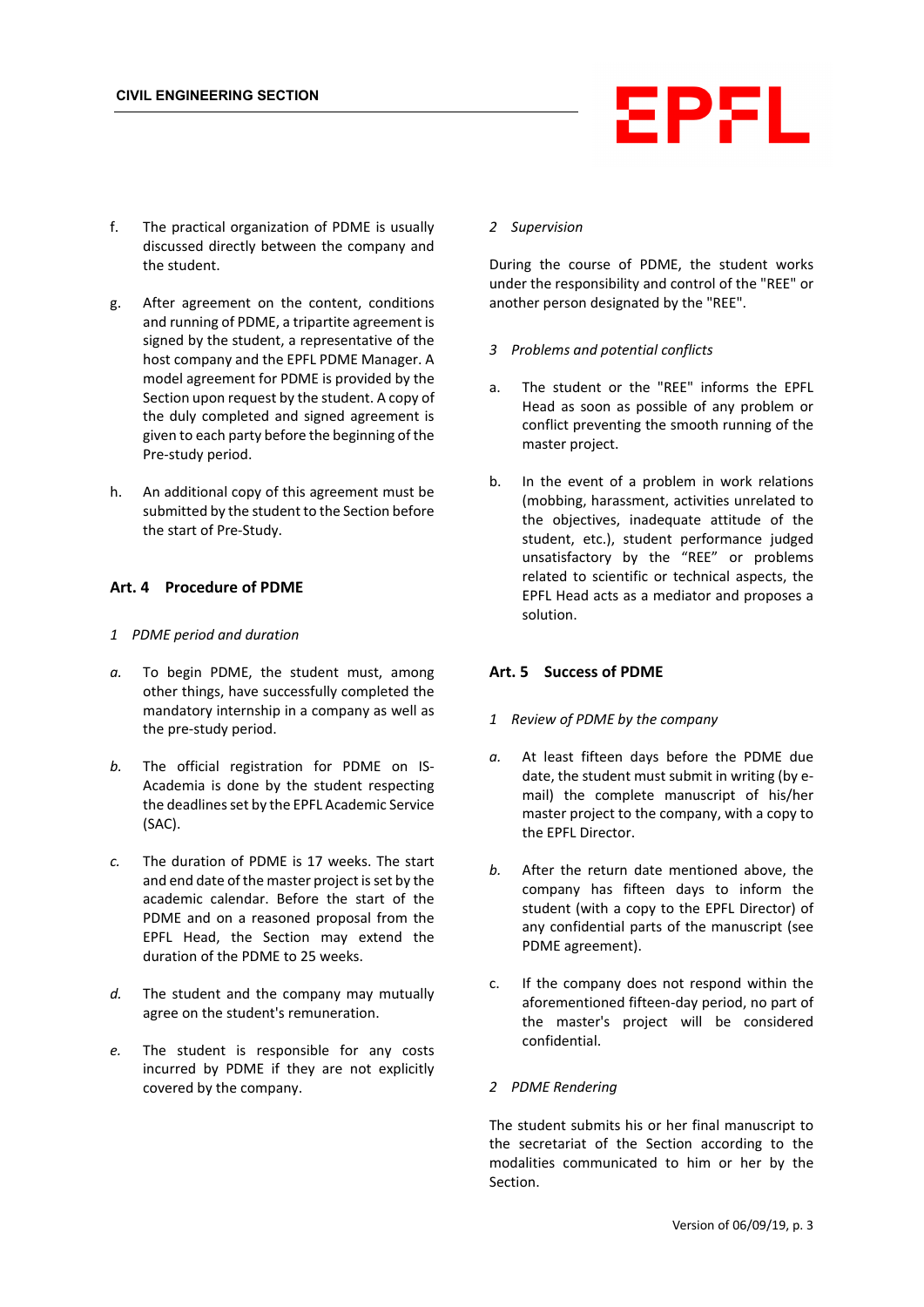f. The practical organization of PDME is usually discussed directly between the company and the student.

g. After agreement on the content, conditions and running of PDME, a tripartite agreement is signed by the student, a representative of the host company and the EPFL PDME Manager. A model agreement for PDME is provided by the Section upon request by the student. A copy of the duly completed and signed agreement is given to each party before the beginning of the Pre-study period.

h. An additional copy of this agreement must be submitted by the student to the Section before the start of Pre-Study.

## Art. 4 Procedure of PDME

*1 PDME period and duration*

*a.* To begin PDME, the student must, among other things, have successfully completed the mandatory internship in a company as well as the pre-study period.

*b.* The official registration for PDME on IS-Academia is done by the student respecting the deadlines set by the EPFL Academic Service (SAC).

*c.* The duration of PDME is 17 weeks. The start and end date of the master project is set by the academic calendar. Before the start of the PDME and on a reasoned proposal from the EPFL Head, the Section may extend the duration of the PDME to 25 weeks.

*d.* The student and the company may mutually agree on the student's remuneration.

*e.* The student is responsible for any costs incurred by PDME if they are not explicitly covered by the company.

*2 Supervision*

During the course of PDME, the student works under the responsibility and control of the "REE" or another person designated by the "REE".

*3 Problems and potential conflicts*

a. The student or the "REE" informs the EPFL Head as soon as possible of any problem or conflict preventing the smooth running of the master project.

b. In the event of a problem in work relations (mobbing, harassment, activities unrelated to the objectives, inadequate attitude of the student, etc.), student performance judged unsatisfactory by the "REE" or problems related to scientific or technical aspects, the EPFL Head acts as a mediator and proposes a solution.

## Art. 5 Success of PDME

*1 Review of PDME by the company*

*a.* At least fifteen days before the PDME due date, the student must submit in writing (by e-mail) the complete manuscript of his/her master project to the company, with a copy to the EPFL Director.

*b.* After the return date mentioned above, the company has fifteen days to inform the student (with a copy to the EPFL Director) of any confidential parts of the manuscript (see PDME agreement).

c. If the company does not respond within the aforementioned fifteen-day period, no part of the master's project will be considered confidential.

*2 PDME Rendering*

The student submits his or her final manuscript to the secretariat of the Section according to the modalities communicated to him or her by the Section.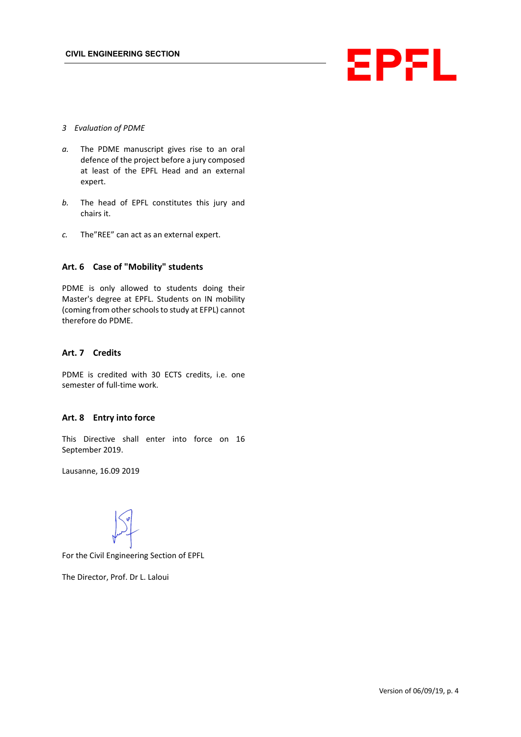*3 Evaluation of PDME*

*a.* The PDME manuscript gives rise to an oral defence of the project before a jury composed at least of the EPFL Head and an external expert.

*b.* The head of EPFL constitutes this jury and chairs it.

*c.* The”REE” can act as an external expert.

### Art. 6 Case of "Mobility" students

PDME is only allowed to students doing their Master's degree at EPFL. Students on IN mobility (coming from other schools to study at EFPL) cannot therefore do PDME.

### Art. 7 Credits

PDME is credited with 30 ECTS credits, i.e. one semester of full-time work.

### Art. 8 Entry into force

This Directive shall enter into force on 16 September 2019.

Lausanne, 16.09 2019

For the Civil Engineering Section of EPFL

The Director, Prof. Dr L. Laloui